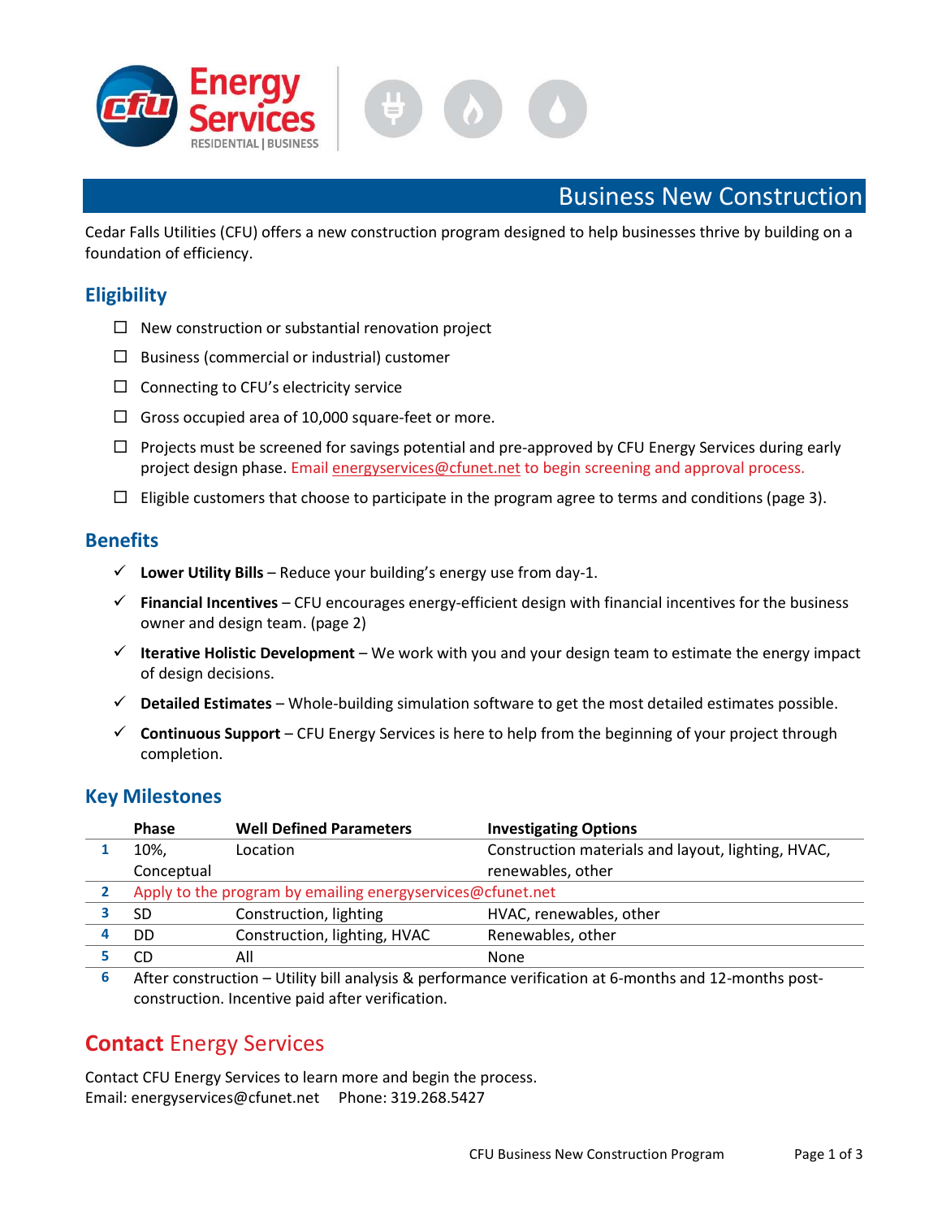Energy Services
RESIDENTIAL | BUSINESS

# Business New Construction

Cedar Falls Utilities (CFU) offers a new construction program designed to help businesses thrive by building on a foundation of efficiency.

## Eligibility

- ☐ New construction or substantial renovation project
- ☐ Business (commercial or industrial) customer
- ☐ Connecting to CFU's electricity service
- ☐ Gross occupied area of 10,000 square-feet or more.
- ☐ Projects must be screened for savings potential and pre-approved by CFU Energy Services during early project design phase. Email energyservices@cfunet.net to begin screening and approval process.
- ☐ Eligible customers that choose to participate in the program agree to terms and conditions (page 3).

## Benefits

- ✓ **Lower Utility Bills** – Reduce your building's energy use from day-1.
- ✓ **Financial Incentives** – CFU encourages energy-efficient design with financial incentives for the business owner and design team. (page 2)
- ✓ **Iterative Holistic Development** – We work with you and your design team to estimate the energy impact of design decisions.
- ✓ **Detailed Estimates** – Whole-building simulation software to get the most detailed estimates possible.
- ✓ **Continuous Support** – CFU Energy Services is here to help from the beginning of your project through completion.

## Key Milestones

| | Phase | Well Defined Parameters | Investigating Options |
|---|---|---|---|
| **1** | 10%, Conceptual | Location | Construction materials and layout, lighting, HVAC, renewables, other |
| **2** | Apply to the program by emailing energyservices@cfunet.net | | |
| **3** | SD | Construction, lighting | HVAC, renewables, other |
| **4** | DD | Construction, lighting, HVAC | Renewables, other |
| **5** | CD | All | None |
| **6** | After construction – Utility bill analysis & performance verification at 6-months and 12-months post-construction. Incentive paid after verification. | | |

## Contact Energy Services

Contact CFU Energy Services to learn more and begin the process.
Email: energyservices@cfunet.net     Phone: 319.268.5427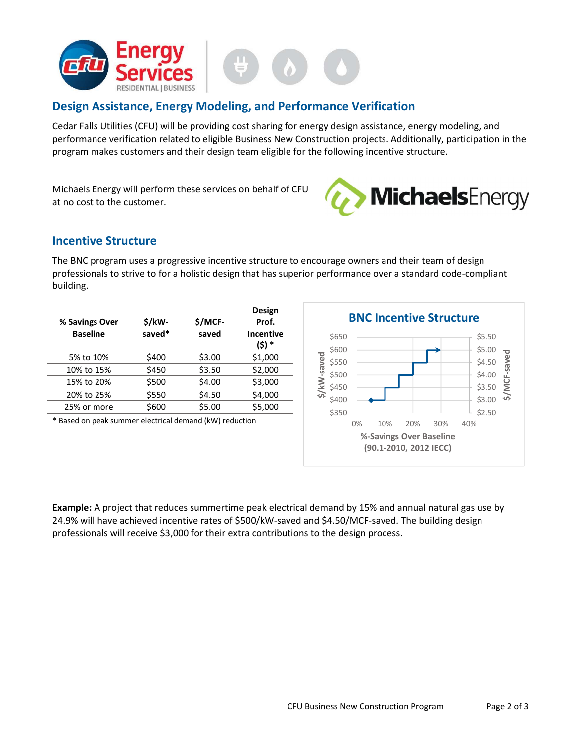## Design Assistance, Energy Modeling, and Performance Verification

Cedar Falls Utilities (CFU) will be providing cost sharing for energy design assistance, energy modeling, and performance verification related to eligible Business New Construction projects. Additionally, participation in the program makes customers and their design team eligible for the following incentive structure.

Michaels Energy will perform these services on behalf of CFU at no cost to the customer.

## Incentive Structure

The BNC program uses a progressive incentive structure to encourage owners and their team of design professionals to strive to for a holistic design that has superior performance over a standard code-compliant building.

| % Savings Over Baseline | $/kW-saved* | $/MCF-saved | Design Prof. Incentive ($) * |
|---|---|---|---|
| 5% to 10% | $400 | $3.00 | $1,000 |
| 10% to 15% | $450 | $3.50 | $2,000 |
| 15% to 20% | $500 | $4.00 | $3,000 |
| 20% to 25% | $550 | $4.50 | $4,000 |
| 25% or more | $600 | $5.00 | $5,000 |

* Based on peak summer electrical demand (kW) reduction

**BNC Incentive Structure**

%-Savings Over Baseline (90.1-2010, 2012 IECC)

**Example:** A project that reduces summertime peak electrical demand by 15% and annual natural gas use by 24.9% will have achieved incentive rates of $500/kW-saved and $4.50/MCF-saved. The building design professionals will receive $3,000 for their extra contributions to the design process.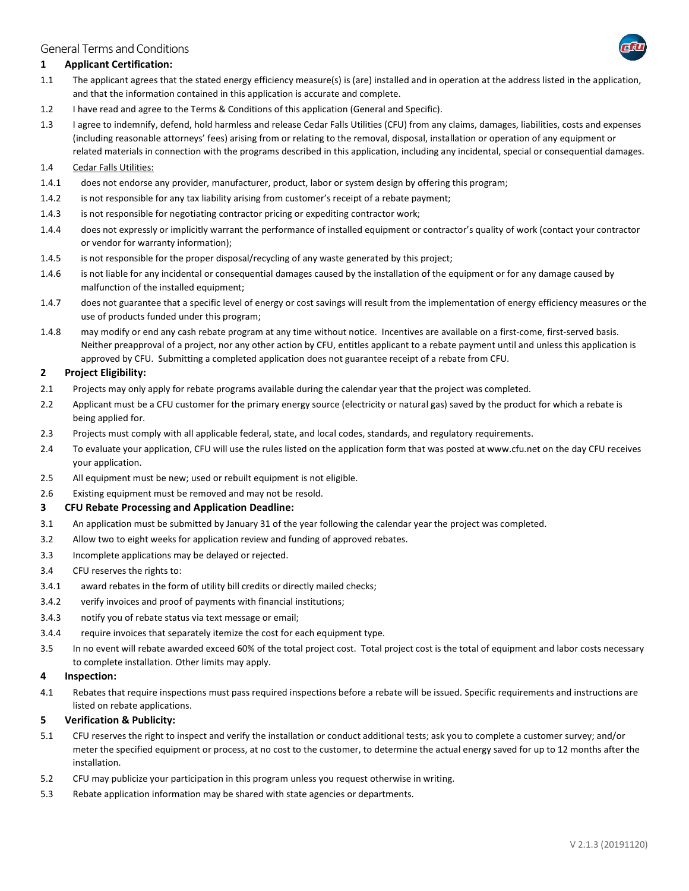# General Terms and Conditions

## 1 Applicant Certification:

1.1 The applicant agrees that the stated energy efficiency measure(s) is (are) installed and in operation at the address listed in the application, and that the information contained in this application is accurate and complete.

1.2 I have read and agree to the Terms & Conditions of this application (General and Specific).

1.3 I agree to indemnify, defend, hold harmless and release Cedar Falls Utilities (CFU) from any claims, damages, liabilities, costs and expenses (including reasonable attorneys' fees) arising from or relating to the removal, disposal, installation or operation of any equipment or related materials in connection with the programs described in this application, including any incidental, special or consequential damages.

1.4 Cedar Falls Utilities:

1.4.1 does not endorse any provider, manufacturer, product, labor or system design by offering this program;

1.4.2 is not responsible for any tax liability arising from customer's receipt of a rebate payment;

1.4.3 is not responsible for negotiating contractor pricing or expediting contractor work;

1.4.4 does not expressly or implicitly warrant the performance of installed equipment or contractor's quality of work (contact your contractor or vendor for warranty information);

1.4.5 is not responsible for the proper disposal/recycling of any waste generated by this project;

1.4.6 is not liable for any incidental or consequential damages caused by the installation of the equipment or for any damage caused by malfunction of the installed equipment;

1.4.7 does not guarantee that a specific level of energy or cost savings will result from the implementation of energy efficiency measures or the use of products funded under this program;

1.4.8 may modify or end any cash rebate program at any time without notice. Incentives are available on a first-come, first-served basis. Neither preapproval of a project, nor any other action by CFU, entitles applicant to a rebate payment until and unless this application is approved by CFU. Submitting a completed application does not guarantee receipt of a rebate from CFU.

## 2 Project Eligibility:

2.1 Projects may only apply for rebate programs available during the calendar year that the project was completed.

2.2 Applicant must be a CFU customer for the primary energy source (electricity or natural gas) saved by the product for which a rebate is being applied for.

2.3 Projects must comply with all applicable federal, state, and local codes, standards, and regulatory requirements.

2.4 To evaluate your application, CFU will use the rules listed on the application form that was posted at www.cfu.net on the day CFU receives your application.

2.5 All equipment must be new; used or rebuilt equipment is not eligible.

2.6 Existing equipment must be removed and may not be resold.

## 3 CFU Rebate Processing and Application Deadline:

3.1 An application must be submitted by January 31 of the year following the calendar year the project was completed.

3.2 Allow two to eight weeks for application review and funding of approved rebates.

3.3 Incomplete applications may be delayed or rejected.

3.4 CFU reserves the rights to:

3.4.1 award rebates in the form of utility bill credits or directly mailed checks;

3.4.2 verify invoices and proof of payments with financial institutions;

3.4.3 notify you of rebate status via text message or email;

3.4.4 require invoices that separately itemize the cost for each equipment type.

3.5 In no event will rebate awarded exceed 60% of the total project cost. Total project cost is the total of equipment and labor costs necessary to complete installation. Other limits may apply.

## 4 Inspection:

4.1 Rebates that require inspections must pass required inspections before a rebate will be issued. Specific requirements and instructions are listed on rebate applications.

## 5 Verification & Publicity:

5.1 CFU reserves the right to inspect and verify the installation or conduct additional tests; ask you to complete a customer survey; and/or meter the specified equipment or process, at no cost to the customer, to determine the actual energy saved for up to 12 months after the installation.

5.2 CFU may publicize your participation in this program unless you request otherwise in writing.

5.3 Rebate application information may be shared with state agencies or departments.

V 2.1.3 (20191120)